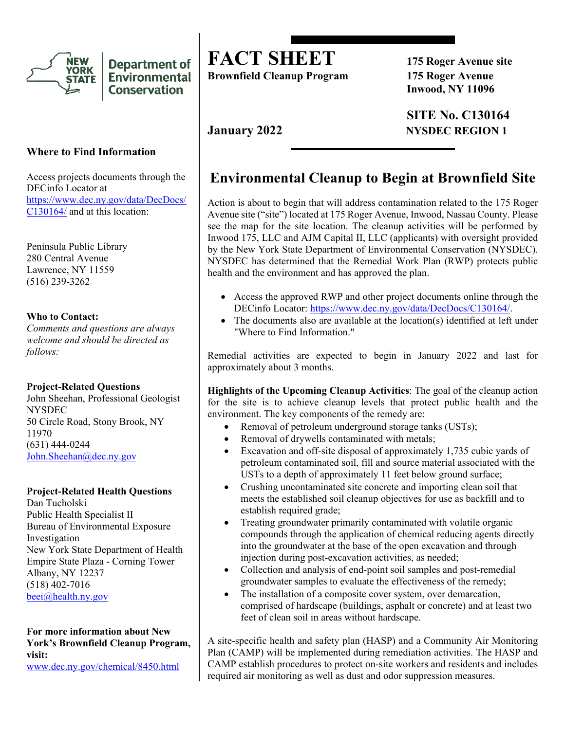# FACT SHEET

**Brownfield Cleanup Program**

**175 Roger Avenue site**
**175 Roger Avenue**
**Inwood, NY 11096**

**SITE No. C130164**
**NYSDEC REGION 1**

**January 2022**

## Environmental Cleanup to Begin at Brownfield Site

Action is about to begin that will address contamination related to the 175 Roger Avenue site ("site") located at 175 Roger Avenue, Inwood, Nassau County. Please see the map for the site location. The cleanup activities will be performed by Inwood 175, LLC and AJM Capital II, LLC (applicants) with oversight provided by the New York State Department of Environmental Conservation (NYSDEC). NYSDEC has determined that the Remedial Work Plan (RWP) protects public health and the environment and has approved the plan.

- Access the approved RWP and other project documents online through the DECinfo Locator: https://www.dec.ny.gov/data/DecDocs/C130164/.
- The documents also are available at the location(s) identified at left under "Where to Find Information."

Remedial activities are expected to begin in January 2022 and last for approximately about 3 months.

**Highlights of the Upcoming Cleanup Activities**: The goal of the cleanup action for the site is to achieve cleanup levels that protect public health and the environment. The key components of the remedy are:

- Removal of petroleum underground storage tanks (USTs);
- Removal of drywells contaminated with metals;
- Excavation and off-site disposal of approximately 1,735 cubic yards of petroleum contaminated soil, fill and source material associated with the USTs to a depth of approximately 11 feet below ground surface;
- Crushing uncontaminated site concrete and importing clean soil that meets the established soil cleanup objectives for use as backfill and to establish required grade;
- Treating groundwater primarily contaminated with volatile organic compounds through the application of chemical reducing agents directly into the groundwater at the base of the open excavation and through injection during post-excavation activities, as needed;
- Collection and analysis of end-point soil samples and post-remedial groundwater samples to evaluate the effectiveness of the remedy;
- The installation of a composite cover system, over demarcation, comprised of hardscape (buildings, asphalt or concrete) and at least two feet of clean soil in areas without hardscape.

A site-specific health and safety plan (HASP) and a Community Air Monitoring Plan (CAMP) will be implemented during remediation activities. The HASP and CAMP establish procedures to protect on-site workers and residents and includes required air monitoring as well as dust and odor suppression measures.

### Where to Find Information

Access projects documents through the DECinfo Locator at https://www.dec.ny.gov/data/DecDocs/C130164/ and at this location:

Peninsula Public Library
280 Central Avenue
Lawrence, NY 11559
(516) 239-3262

### Who to Contact:

*Comments and questions are always welcome and should be directed as follows:*

**Project-Related Questions**
John Sheehan, Professional Geologist
NYSDEC
50 Circle Road, Stony Brook, NY 11970
(631) 444-0244
John.Sheehan@dec.ny.gov

**Project-Related Health Questions**
Dan Tucholski
Public Health Specialist II
Bureau of Environmental Exposure Investigation
New York State Department of Health
Empire State Plaza - Corning Tower
Albany, NY 12237
(518) 402-7016
beei@health.ny.gov

**For more information about New York's Brownfield Cleanup Program, visit:**
www.dec.ny.gov/chemical/8450.html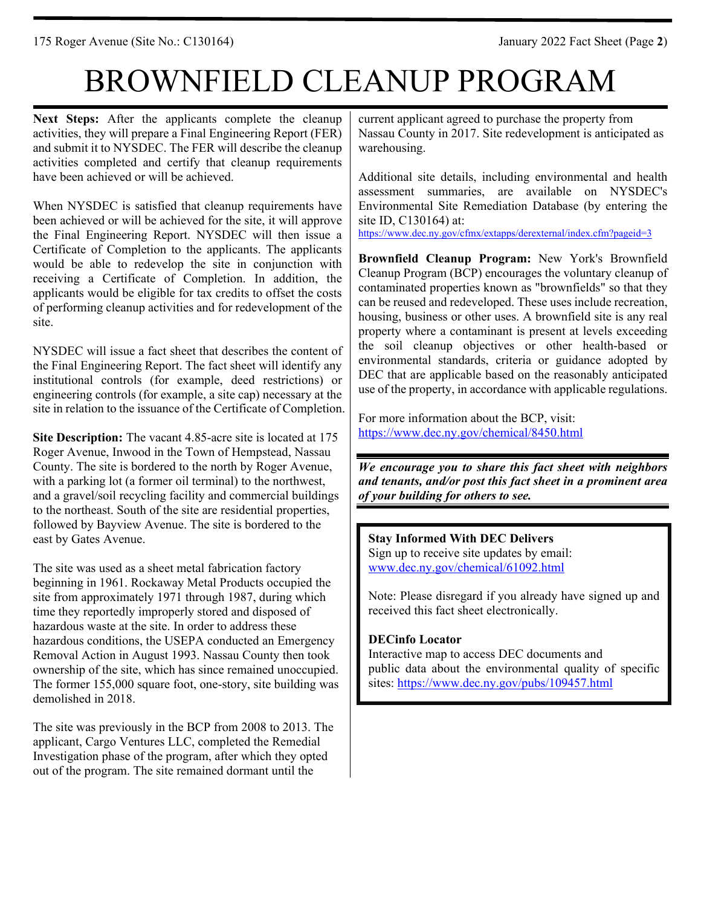# BROWNFIELD CLEANUP PROGRAM

**Next Steps:** After the applicants complete the cleanup activities, they will prepare a Final Engineering Report (FER) and submit it to NYSDEC. The FER will describe the cleanup activities completed and certify that cleanup requirements have been achieved or will be achieved.

When NYSDEC is satisfied that cleanup requirements have been achieved or will be achieved for the site, it will approve the Final Engineering Report. NYSDEC will then issue a Certificate of Completion to the applicants. The applicants would be able to redevelop the site in conjunction with receiving a Certificate of Completion. In addition, the applicants would be eligible for tax credits to offset the costs of performing cleanup activities and for redevelopment of the site.

NYSDEC will issue a fact sheet that describes the content of the Final Engineering Report. The fact sheet will identify any institutional controls (for example, deed restrictions) or engineering controls (for example, a site cap) necessary at the site in relation to the issuance of the Certificate of Completion.

**Site Description:** The vacant 4.85-acre site is located at 175 Roger Avenue, Inwood in the Town of Hempstead, Nassau County. The site is bordered to the north by Roger Avenue, with a parking lot (a former oil terminal) to the northwest, and a gravel/soil recycling facility and commercial buildings to the northeast. South of the site are residential properties, followed by Bayview Avenue. The site is bordered to the east by Gates Avenue.

The site was used as a sheet metal fabrication factory beginning in 1961. Rockaway Metal Products occupied the site from approximately 1971 through 1987, during which time they reportedly improperly stored and disposed of hazardous waste at the site. In order to address these hazardous conditions, the USEPA conducted an Emergency Removal Action in August 1993. Nassau County then took ownership of the site, which has since remained unoccupied. The former 155,000 square foot, one-story, site building was demolished in 2018.

The site was previously in the BCP from 2008 to 2013. The applicant, Cargo Ventures LLC, completed the Remedial Investigation phase of the program, after which they opted out of the program. The site remained dormant until the current applicant agreed to purchase the property from Nassau County in 2017. Site redevelopment is anticipated as warehousing.

Additional site details, including environmental and health assessment summaries, are available on NYSDEC's Environmental Site Remediation Database (by entering the site ID, C130164) at:
https://www.dec.ny.gov/cfmx/extapps/derexternal/index.cfm?pageid=3

**Brownfield Cleanup Program:** New York's Brownfield Cleanup Program (BCP) encourages the voluntary cleanup of contaminated properties known as "brownfields" so that they can be reused and redeveloped. These uses include recreation, housing, business or other uses. A brownfield site is any real property where a contaminant is present at levels exceeding the soil cleanup objectives or other health-based or environmental standards, criteria or guidance adopted by DEC that are applicable based on the reasonably anticipated use of the property, in accordance with applicable regulations.

For more information about the BCP, visit:
https://www.dec.ny.gov/chemical/8450.html

***We encourage you to share this fact sheet with neighbors and tenants, and/or post this fact sheet in a prominent area of your building for others to see.***

**Stay Informed With DEC Delivers**
Sign up to receive site updates by email:
www.dec.ny.gov/chemical/61092.html

Note: Please disregard if you already have signed up and received this fact sheet electronically.

**DECinfo Locator**
Interactive map to access DEC documents and public data about the environmental quality of specific sites: https://www.dec.ny.gov/pubs/109457.html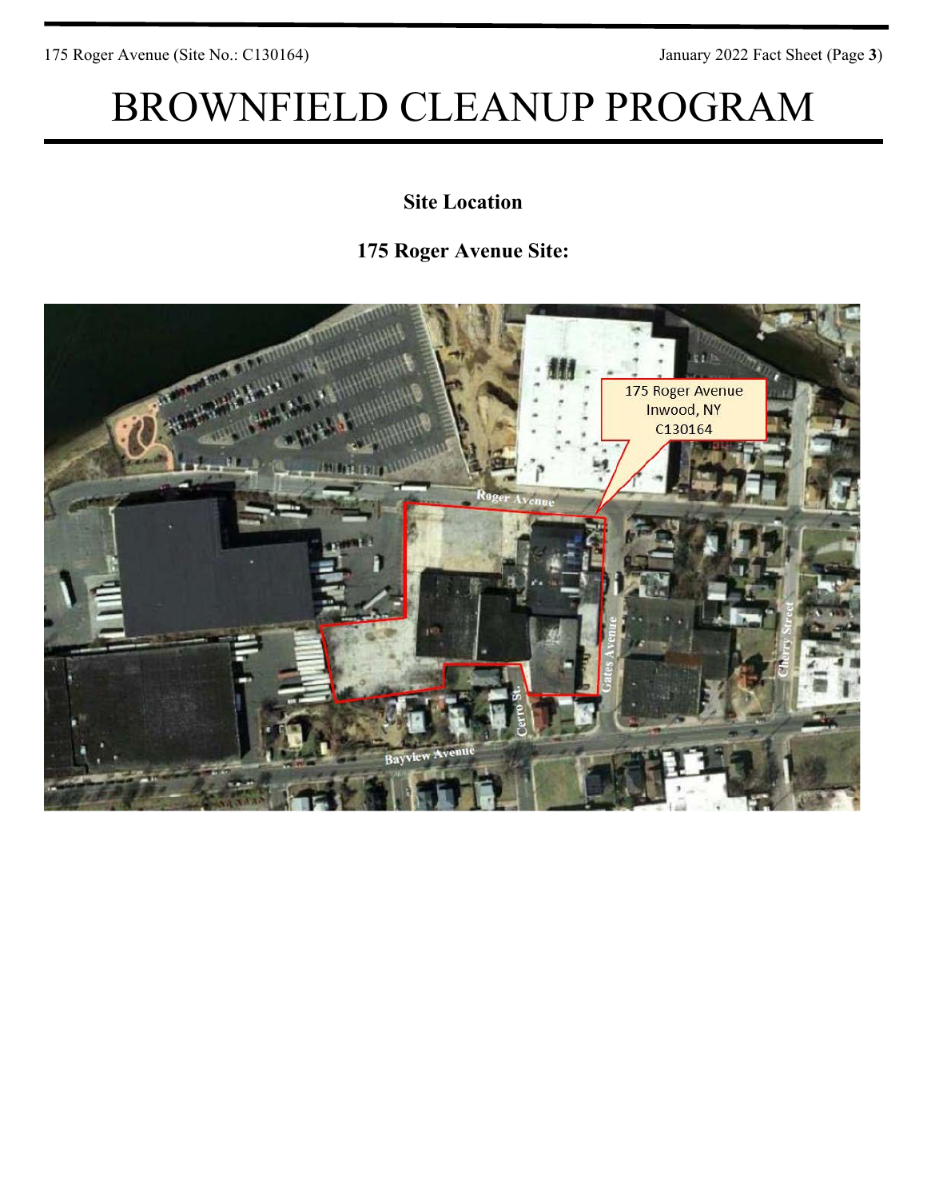# BROWNFIELD CLEANUP PROGRAM

**Site Location**

**175 Roger Avenue Site:**

175 Roger Avenue
Inwood, NY
C130164

Roger Avenue
Gates Avenue
Cherry Street
Cerro St.
Bayview Avenue